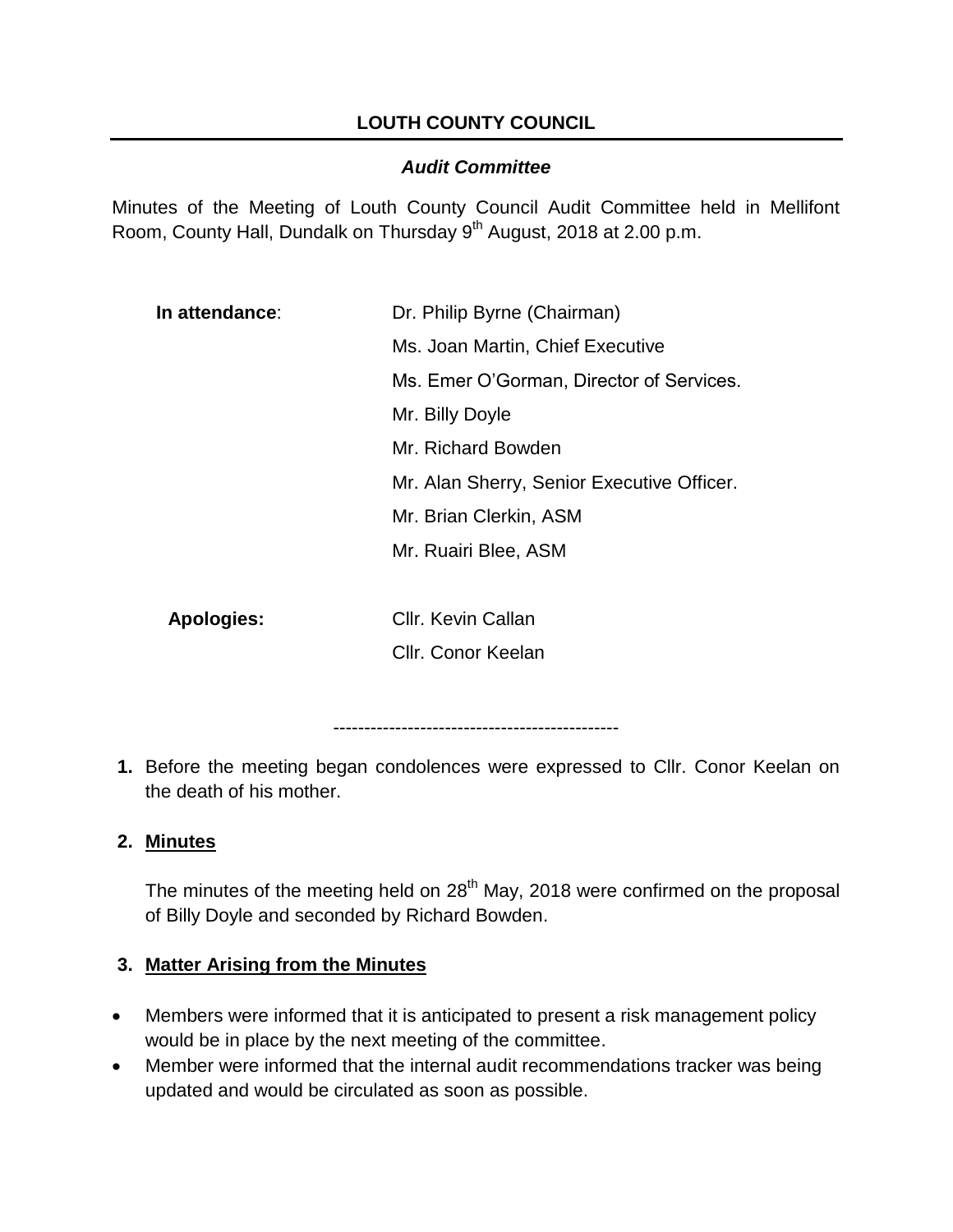# LOUTH COUNTY COUNCIL

## *Audit Committee*

Minutes of the Meeting of Louth County Council Audit Committee held in Mellifont Room, County Hall, Dundalk on Thursday 9th August, 2018 at 2.00 p.m.

| | |
|---|---|
| **In attendance**: | Dr. Philip Byrne (Chairman) |
| | Ms. Joan Martin, Chief Executive |
| | Ms. Emer O'Gorman, Director of Services. |
| | Mr. Billy Doyle |
| | Mr. Richard Bowden |
| | Mr. Alan Sherry, Senior Executive Officer. |
| | Mr. Brian Clerkin, ASM |
| | Mr. Ruairi Blee, ASM |
| **Apologies:** | Cllr. Kevin Callan |
| | Cllr. Conor Keelan |

---

**1.** Before the meeting began condolences were expressed to Cllr. Conor Keelan on the death of his mother.

**2. Minutes**

The minutes of the meeting held on 28th May, 2018 were confirmed on the proposal of Billy Doyle and seconded by Richard Bowden.

**3. Matter Arising from the Minutes**

- Members were informed that it is anticipated to present a risk management policy would be in place by the next meeting of the committee.
- Member were informed that the internal audit recommendations tracker was being updated and would be circulated as soon as possible.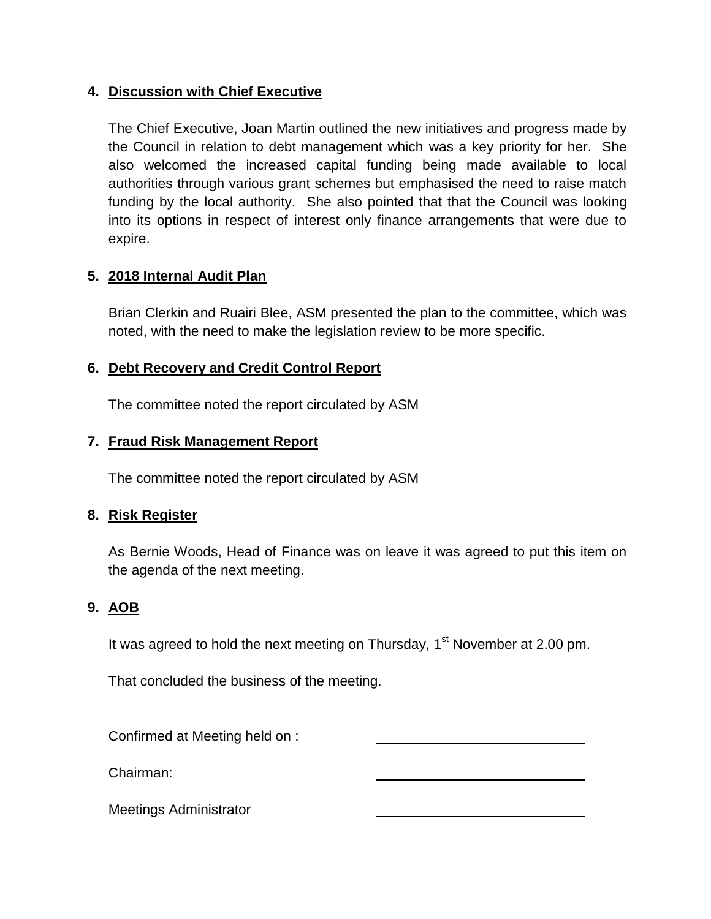4. **Discussion with Chief Executive**

   The Chief Executive, Joan Martin outlined the new initiatives and progress made by the Council in relation to debt management which was a key priority for her. She also welcomed the increased capital funding being made available to local authorities through various grant schemes but emphasised the need to raise match funding by the local authority. She also pointed that that the Council was looking into its options in respect of interest only finance arrangements that were due to expire.

5. **2018 Internal Audit Plan**

   Brian Clerkin and Ruairi Blee, ASM presented the plan to the committee, which was noted, with the need to make the legislation review to be more specific.

6. **Debt Recovery and Credit Control Report**

   The committee noted the report circulated by ASM

7. **Fraud Risk Management Report**

   The committee noted the report circulated by ASM

8. **Risk Register**

   As Bernie Woods, Head of Finance was on leave it was agreed to put this item on the agenda of the next meeting.

9. **AOB**

   It was agreed to hold the next meeting on Thursday, 1st November at 2.00 pm.

   That concluded the business of the meeting.

Confirmed at Meeting held on : \_\_\_\_\_\_\_\_\_\_\_\_\_\_\_\_\_\_\_\_\_\_\_\_\_\_\_\_

Chairman: \_\_\_\_\_\_\_\_\_\_\_\_\_\_\_\_\_\_\_\_\_\_\_\_\_\_\_\_

Meetings Administrator \_\_\_\_\_\_\_\_\_\_\_\_\_\_\_\_\_\_\_\_\_\_\_\_\_\_\_\_